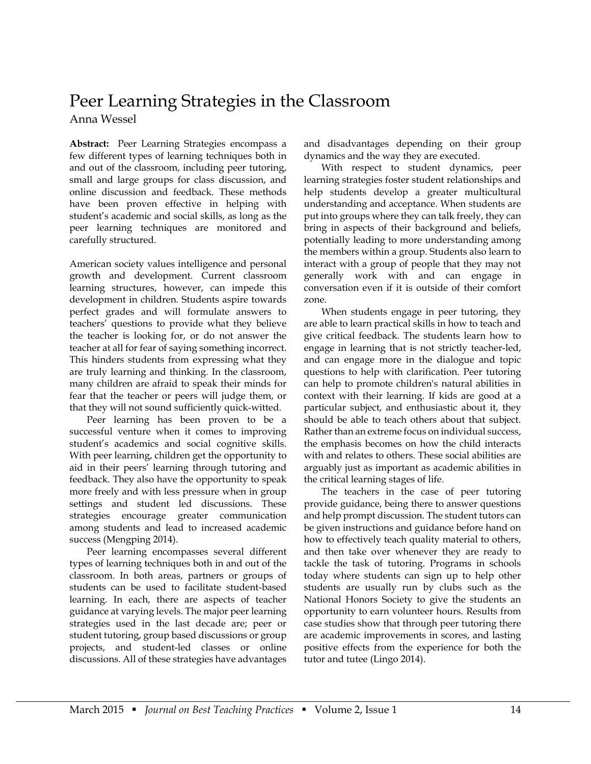# Peer Learning Strategies in the Classroom

Anna Wessel

**Abstract:** Peer Learning Strategies encompass a few different types of learning techniques both in and out of the classroom, including peer tutoring, small and large groups for class discussion, and online discussion and feedback. These methods have been proven effective in helping with student's academic and social skills, as long as the peer learning techniques are monitored and carefully structured.

American society values intelligence and personal growth and development. Current classroom learning structures, however, can impede this development in children. Students aspire towards perfect grades and will formulate answers to teachers' questions to provide what they believe the teacher is looking for, or do not answer the teacher at all for fear of saying something incorrect. This hinders students from expressing what they are truly learning and thinking. In the classroom, many children are afraid to speak their minds for fear that the teacher or peers will judge them, or that they will not sound sufficiently quick-witted.

Peer learning has been proven to be a successful venture when it comes to improving student's academics and social cognitive skills. With peer learning, children get the opportunity to aid in their peers' learning through tutoring and feedback. They also have the opportunity to speak more freely and with less pressure when in group settings and student led discussions. These strategies encourage greater communication among students and lead to increased academic success (Mengping 2014).

Peer learning encompasses several different types of learning techniques both in and out of the classroom. In both areas, partners or groups of students can be used to facilitate student-based learning. In each, there are aspects of teacher guidance at varying levels. The major peer learning strategies used in the last decade are; peer or student tutoring, group based discussions or group projects, and student-led classes or online discussions. All of these strategies have advantages and disadvantages depending on their group dynamics and the way they are executed.

With respect to student dynamics, peer learning strategies foster student relationships and help students develop a greater multicultural understanding and acceptance. When students are put into groups where they can talk freely, they can bring in aspects of their background and beliefs, potentially leading to more understanding among the members within a group. Students also learn to interact with a group of people that they may not generally work with and can engage in conversation even if it is outside of their comfort zone.

When students engage in peer tutoring, they are able to learn practical skills in how to teach and give critical feedback. The students learn how to engage in learning that is not strictly teacher-led, and can engage more in the dialogue and topic questions to help with clarification. Peer tutoring can help to promote children's natural abilities in context with their learning. If kids are good at a particular subject, and enthusiastic about it, they should be able to teach others about that subject. Rather than an extreme focus on individual success, the emphasis becomes on how the child interacts with and relates to others. These social abilities are arguably just as important as academic abilities in the critical learning stages of life.

The teachers in the case of peer tutoring provide guidance, being there to answer questions and help prompt discussion. The student tutors can be given instructions and guidance before hand on how to effectively teach quality material to others, and then take over whenever they are ready to tackle the task of tutoring. Programs in schools today where students can sign up to help other students are usually run by clubs such as the National Honors Society to give the students an opportunity to earn volunteer hours. Results from case studies show that through peer tutoring there are academic improvements in scores, and lasting positive effects from the experience for both the tutor and tutee (Lingo 2014).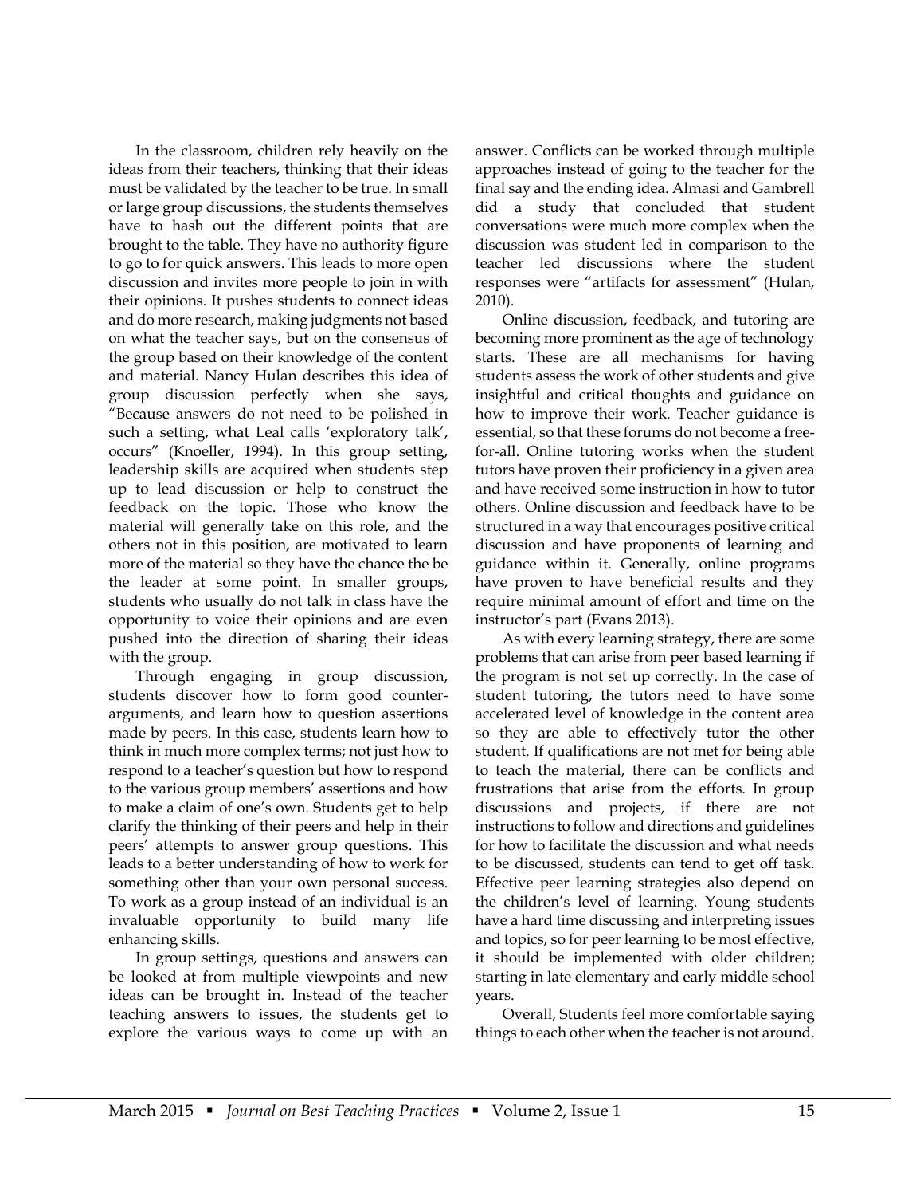In the classroom, children rely heavily on the ideas from their teachers, thinking that their ideas must be validated by the teacher to be true. In small or large group discussions, the students themselves have to hash out the different points that are brought to the table. They have no authority figure to go to for quick answers. This leads to more open discussion and invites more people to join in with their opinions. It pushes students to connect ideas and do more research, making judgments not based on what the teacher says, but on the consensus of the group based on their knowledge of the content and material. Nancy Hulan describes this idea of group discussion perfectly when she says, "Because answers do not need to be polished in such a setting, what Leal calls 'exploratory talk', occurs" (Knoeller, 1994). In this group setting, leadership skills are acquired when students step up to lead discussion or help to construct the feedback on the topic. Those who know the material will generally take on this role, and the others not in this position, are motivated to learn more of the material so they have the chance the be the leader at some point. In smaller groups, students who usually do not talk in class have the opportunity to voice their opinions and are even pushed into the direction of sharing their ideas with the group.

Through engaging in group discussion, students discover how to form good counter-arguments, and learn how to question assertions made by peers. In this case, students learn how to think in much more complex terms; not just how to respond to a teacher's question but how to respond to the various group members' assertions and how to make a claim of one's own. Students get to help clarify the thinking of their peers and help in their peers' attempts to answer group questions. This leads to a better understanding of how to work for something other than your own personal success. To work as a group instead of an individual is an invaluable opportunity to build many life enhancing skills.

In group settings, questions and answers can be looked at from multiple viewpoints and new ideas can be brought in. Instead of the teacher teaching answers to issues, the students get to explore the various ways to come up with an answer. Conflicts can be worked through multiple approaches instead of going to the teacher for the final say and the ending idea. Almasi and Gambrell did a study that concluded that student conversations were much more complex when the discussion was student led in comparison to the teacher led discussions where the student responses were "artifacts for assessment" (Hulan, 2010).

Online discussion, feedback, and tutoring are becoming more prominent as the age of technology starts. These are all mechanisms for having students assess the work of other students and give insightful and critical thoughts and guidance on how to improve their work. Teacher guidance is essential, so that these forums do not become a free-for-all. Online tutoring works when the student tutors have proven their proficiency in a given area and have received some instruction in how to tutor others. Online discussion and feedback have to be structured in a way that encourages positive critical discussion and have proponents of learning and guidance within it. Generally, online programs have proven to have beneficial results and they require minimal amount of effort and time on the instructor's part (Evans 2013).

As with every learning strategy, there are some problems that can arise from peer based learning if the program is not set up correctly. In the case of student tutoring, the tutors need to have some accelerated level of knowledge in the content area so they are able to effectively tutor the other student. If qualifications are not met for being able to teach the material, there can be conflicts and frustrations that arise from the efforts. In group discussions and projects, if there are not instructions to follow and directions and guidelines for how to facilitate the discussion and what needs to be discussed, students can tend to get off task. Effective peer learning strategies also depend on the children's level of learning. Young students have a hard time discussing and interpreting issues and topics, so for peer learning to be most effective, it should be implemented with older children; starting in late elementary and early middle school years.

Overall, Students feel more comfortable saying things to each other when the teacher is not around.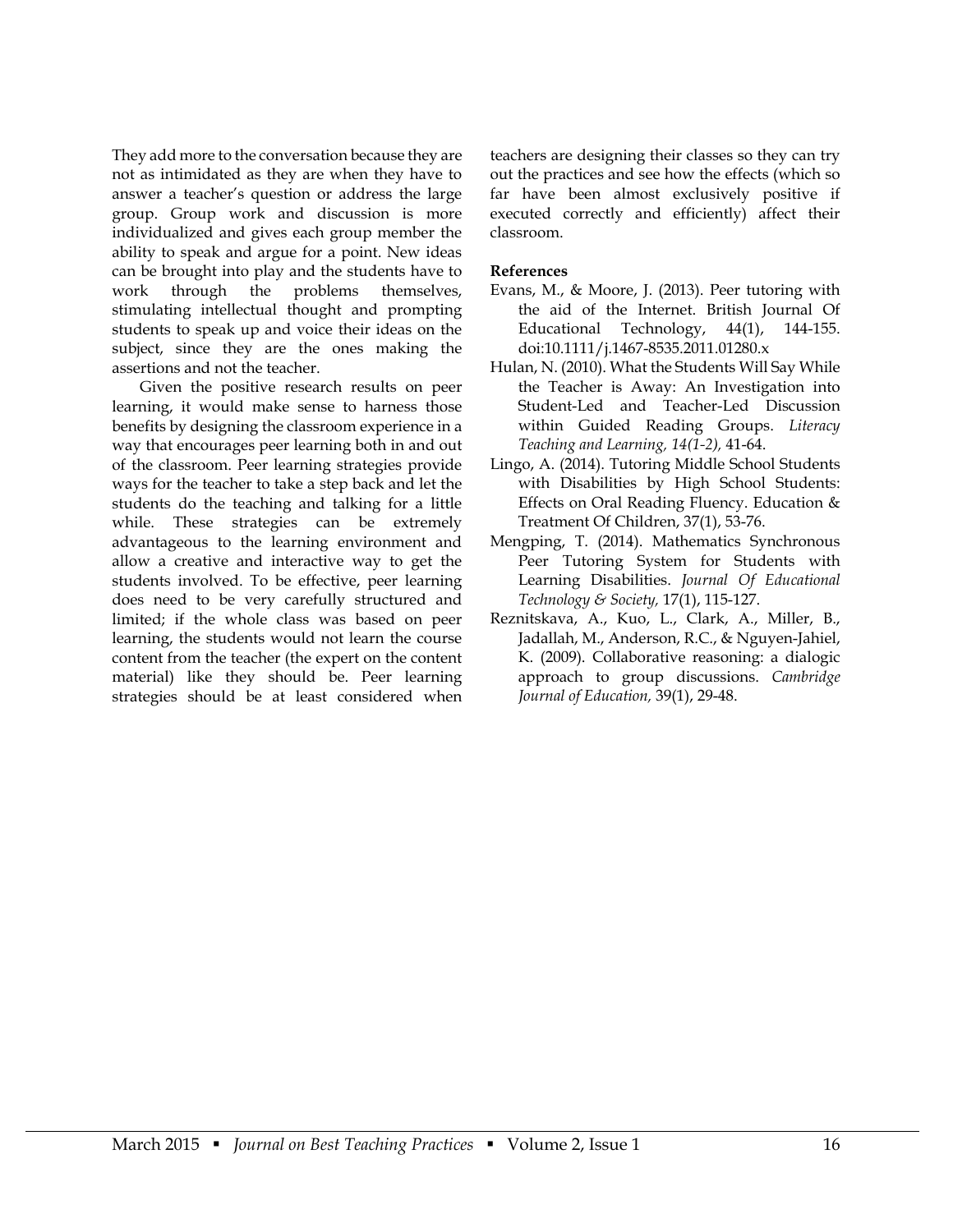They add more to the conversation because they are not as intimidated as they are when they have to answer a teacher's question or address the large group. Group work and discussion is more individualized and gives each group member the ability to speak and argue for a point. New ideas can be brought into play and the students have to work through the problems themselves, stimulating intellectual thought and prompting students to speak up and voice their ideas on the subject, since they are the ones making the assertions and not the teacher.

Given the positive research results on peer learning, it would make sense to harness those benefits by designing the classroom experience in a way that encourages peer learning both in and out of the classroom. Peer learning strategies provide ways for the teacher to take a step back and let the students do the teaching and talking for a little while. These strategies can be extremely advantageous to the learning environment and allow a creative and interactive way to get the students involved. To be effective, peer learning does need to be very carefully structured and limited; if the whole class was based on peer learning, the students would not learn the course content from the teacher (the expert on the content material) like they should be. Peer learning strategies should be at least considered when teachers are designing their classes so they can try out the practices and see how the effects (which so far have been almost exclusively positive if executed correctly and efficiently) affect their classroom.

**References**

Evans, M., & Moore, J. (2013). Peer tutoring with the aid of the Internet. British Journal Of Educational Technology, 44(1), 144-155. doi:10.1111/j.1467-8535.2011.01280.x

Hulan, N. (2010). What the Students Will Say While the Teacher is Away: An Investigation into Student-Led and Teacher-Led Discussion within Guided Reading Groups. *Literacy Teaching and Learning, 14(1-2),* 41-64.

Lingo, A. (2014). Tutoring Middle School Students with Disabilities by High School Students: Effects on Oral Reading Fluency. Education & Treatment Of Children, 37(1), 53-76.

Mengping, T. (2014). Mathematics Synchronous Peer Tutoring System for Students with Learning Disabilities. *Journal Of Educational Technology & Society,* 17(1), 115-127.

Reznitskava, A., Kuo, L., Clark, A., Miller, B., Jadallah, M., Anderson, R.C., & Nguyen-Jahiel, K. (2009). Collaborative reasoning: a dialogic approach to group discussions. *Cambridge Journal of Education,* 39(1), 29-48.